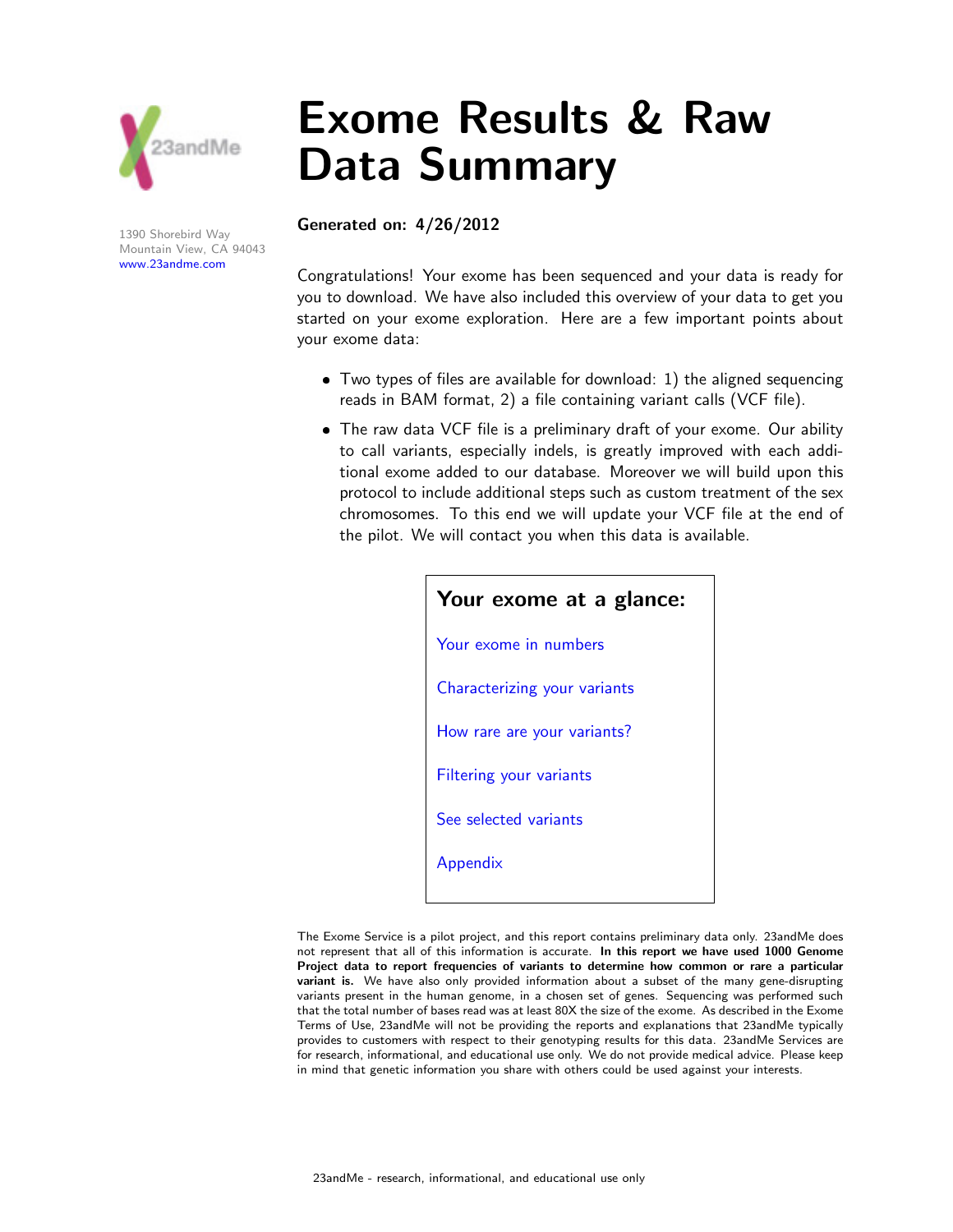# Exome Results & Raw Data Summary

1390 Shorebird Way
Mountain View, CA 94043
www.23andme.com

**Generated on: 4/26/2012**

Congratulations! Your exome has been sequenced and your data is ready for you to download. We have also included this overview of your data to get you started on your exome exploration. Here are a few important points about your exome data:

- Two types of files are available for download: 1) the aligned sequencing reads in BAM format, 2) a file containing variant calls (VCF file).
- The raw data VCF file is a preliminary draft of your exome. Our ability to call variants, especially indels, is greatly improved with each additional exome added to our database. Moreover we will build upon this protocol to include additional steps such as custom treatment of the sex chromosomes. To this end we will update your VCF file at the end of the pilot. We will contact you when this data is available.

## Your exome at a glance:

- Your exome in numbers
- Characterizing your variants
- How rare are your variants?
- Filtering your variants
- See selected variants
- Appendix

The Exome Service is a pilot project, and this report contains preliminary data only. 23andMe does not represent that all of this information is accurate. **In this report we have used 1000 Genome Project data to report frequencies of variants to determine how common or rare a particular variant is.** We have also only provided information about a subset of the many gene-disrupting variants present in the human genome, in a chosen set of genes. Sequencing was performed such that the total number of bases read was at least 80X the size of the exome. As described in the Exome Terms of Use, 23andMe will not be providing the reports and explanations that 23andMe typically provides to customers with respect to their genotyping results for this data. 23andMe Services are for research, informational, and educational use only. We do not provide medical advice. Please keep in mind that genetic information you share with others could be used against your interests.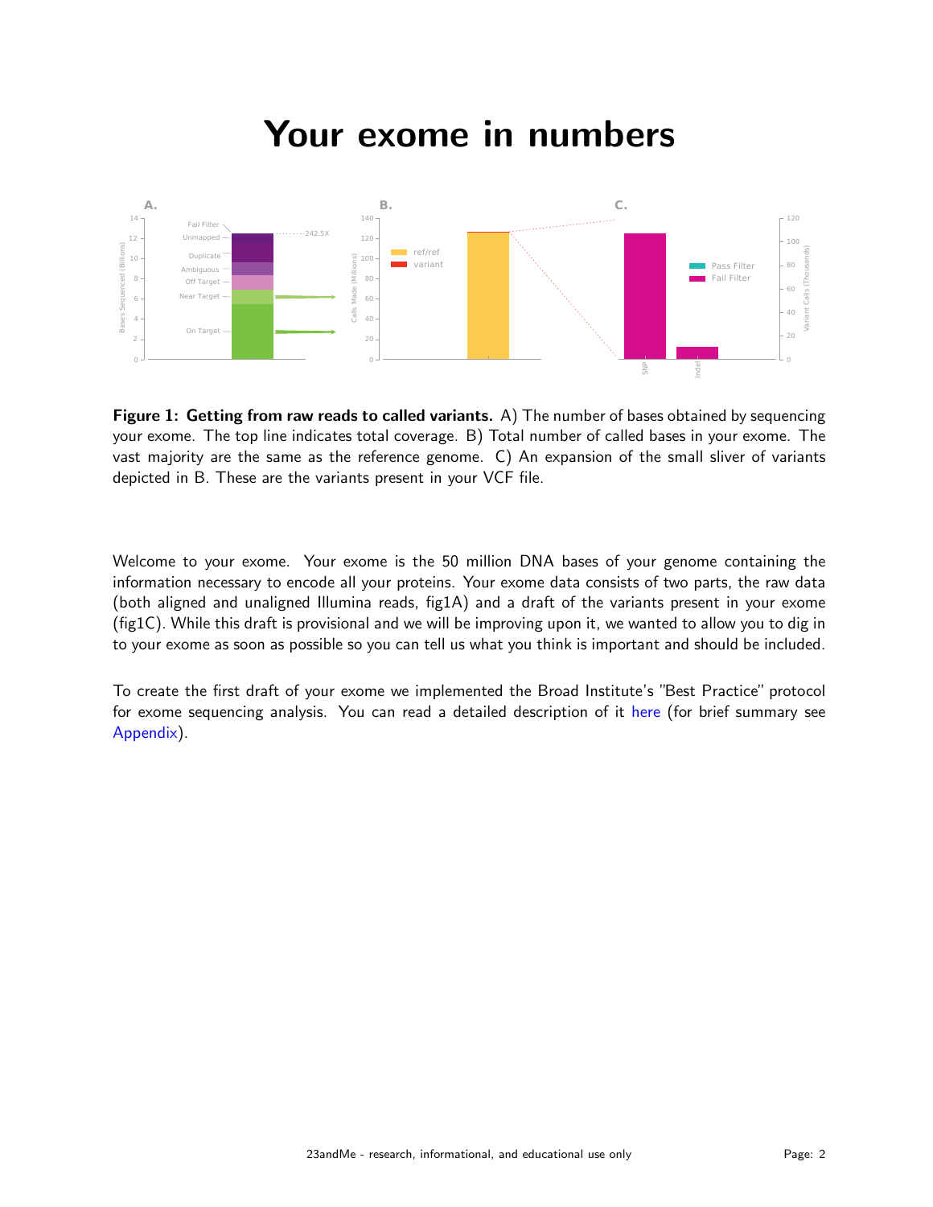# Your exome in numbers

**Figure 1: Getting from raw reads to called variants.** A) The number of bases obtained by sequencing your exome. The top line indicates total coverage. B) Total number of called bases in your exome. The vast majority are the same as the reference genome. C) An expansion of the small sliver of variants depicted in B. These are the variants present in your VCF file.

Welcome to your exome. Your exome is the 50 million DNA bases of your genome containing the information necessary to encode all your proteins. Your exome data consists of two parts, the raw data (both aligned and unaligned Illumina reads, fig1A) and a draft of the variants present in your exome (fig1C). While this draft is provisional and we will be improving upon it, we wanted to allow you to dig in to your exome as soon as possible so you can tell us what you think is important and should be included.

To create the first draft of your exome we implemented the Broad Institute's "Best Practice" protocol for exome sequencing analysis. You can read a detailed description of it here (for brief summary see Appendix).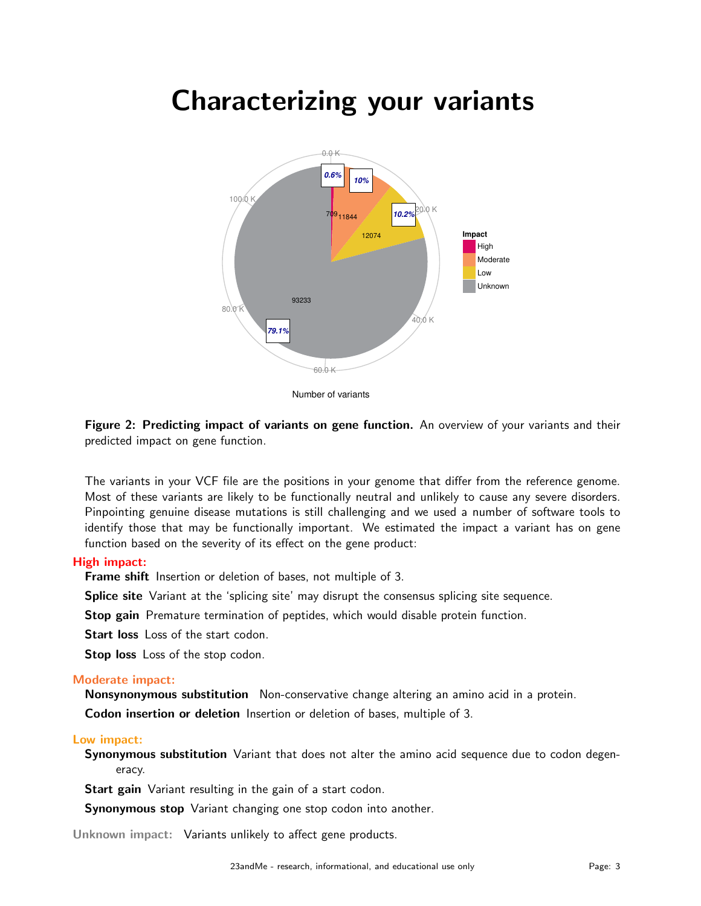# Characterizing your variants

**Figure 2: Predicting impact of variants on gene function.** An overview of your variants and their predicted impact on gene function.

The variants in your VCF file are the positions in your genome that differ from the reference genome. Most of these variants are likely to be functionally neutral and unlikely to cause any severe disorders. Pinpointing genuine disease mutations is still challenging and we used a number of software tools to identify those that may be functionally important. We estimated the impact a variant has on gene function based on the severity of its effect on the gene product:

**High impact:**

**Frame shift** Insertion or deletion of bases, not multiple of 3.

**Splice site** Variant at the 'splicing site' may disrupt the consensus splicing site sequence.

**Stop gain** Premature termination of peptides, which would disable protein function.

**Start loss** Loss of the start codon.

**Stop loss** Loss of the stop codon.

**Moderate impact:**

**Nonsynonymous substitution** Non-conservative change altering an amino acid in a protein.

**Codon insertion or deletion** Insertion or deletion of bases, multiple of 3.

**Low impact:**

**Synonymous substitution** Variant that does not alter the amino acid sequence due to codon degeneracy.

**Start gain** Variant resulting in the gain of a start codon.

**Synonymous stop** Variant changing one stop codon into another.

**Unknown impact:** Variants unlikely to affect gene products.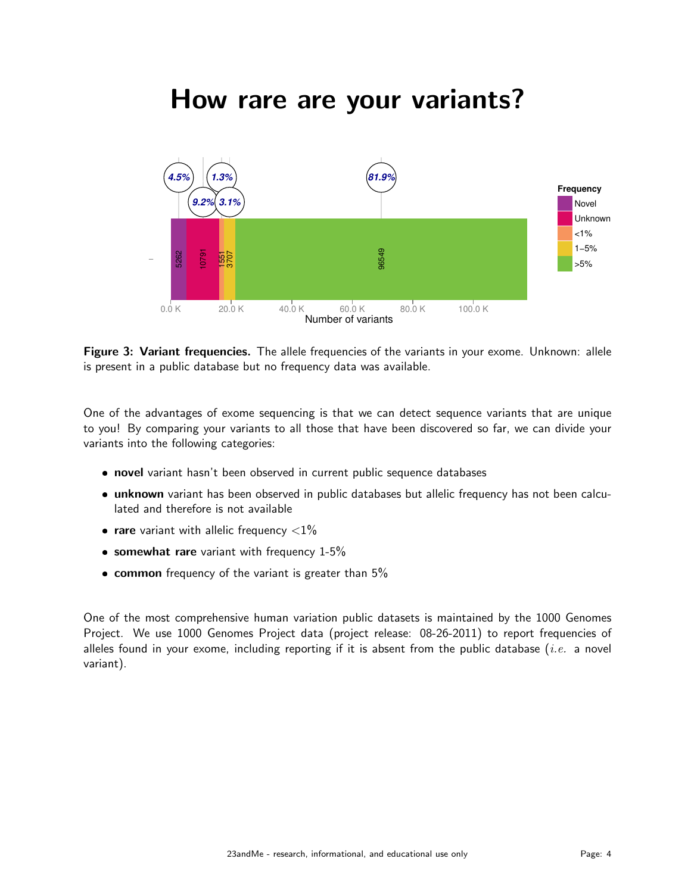# How rare are your variants?

**Figure 3: Variant frequencies.** The allele frequencies of the variants in your exome. Unknown: allele is present in a public database but no frequency data was available.

One of the advantages of exome sequencing is that we can detect sequence variants that are unique to you! By comparing your variants to all those that have been discovered so far, we can divide your variants into the following categories:

- **novel** variant hasn't been observed in current public sequence databases
- **unknown** variant has been observed in public databases but allelic frequency has not been calculated and therefore is not available
- **rare** variant with allelic frequency $<1\%$
- **somewhat rare** variant with frequency 1-5%
- **common** frequency of the variant is greater than 5%

One of the most comprehensive human variation public datasets is maintained by the 1000 Genomes Project. We use 1000 Genomes Project data (project release: 08-26-2011) to report frequencies of alleles found in your exome, including reporting if it is absent from the public database (*i.e.* a novel variant).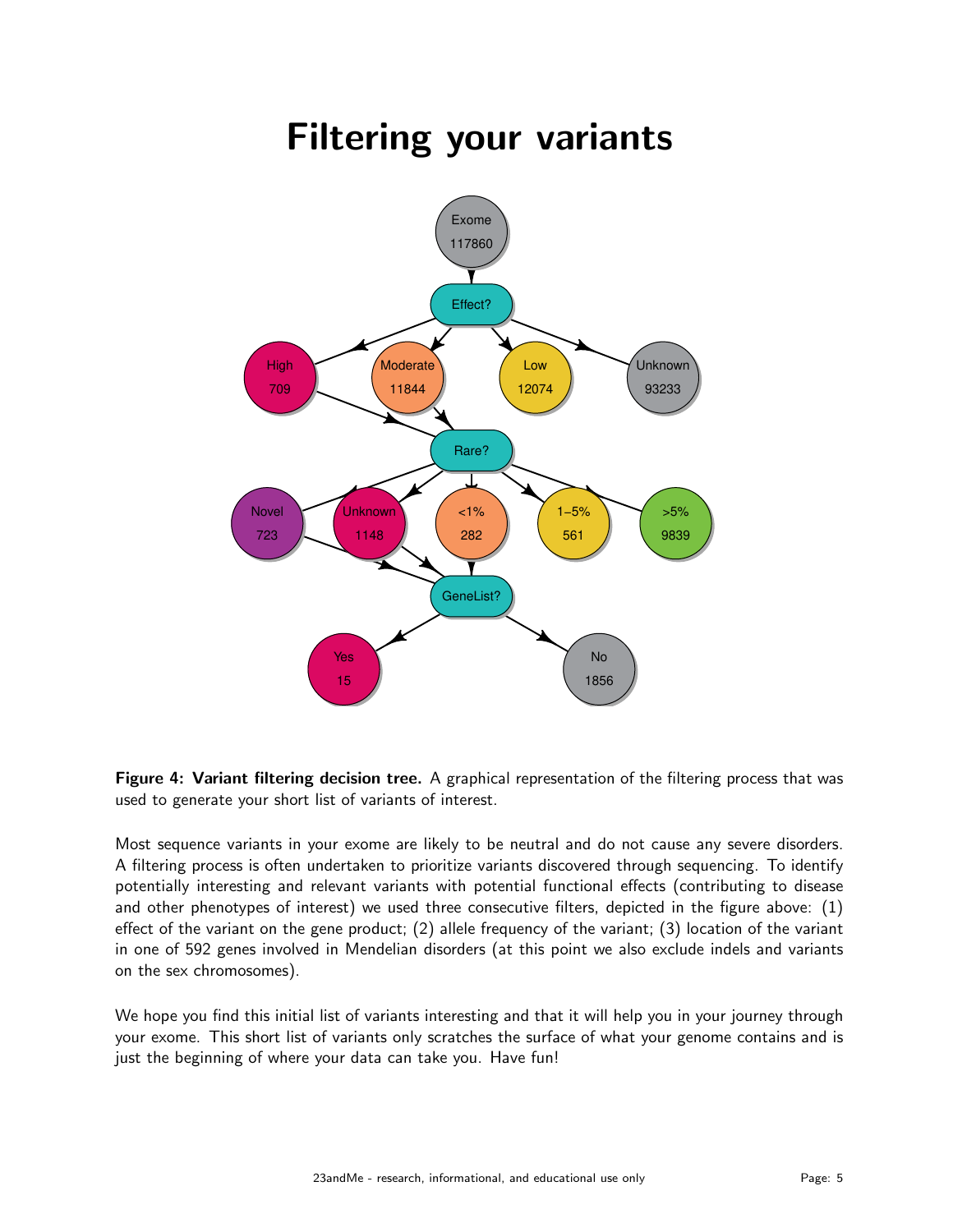# Filtering your variants

**Figure 4: Variant filtering decision tree.** A graphical representation of the filtering process that was used to generate your short list of variants of interest.

Most sequence variants in your exome are likely to be neutral and do not cause any severe disorders. A filtering process is often undertaken to prioritize variants discovered through sequencing. To identify potentially interesting and relevant variants with potential functional effects (contributing to disease and other phenotypes of interest) we used three consecutive filters, depicted in the figure above: (1) effect of the variant on the gene product; (2) allele frequency of the variant; (3) location of the variant in one of 592 genes involved in Mendelian disorders (at this point we also exclude indels and variants on the sex chromosomes).

We hope you find this initial list of variants interesting and that it will help you in your journey through your exome. This short list of variants only scratches the surface of what your genome contains and is just the beginning of where your data can take you. Have fun!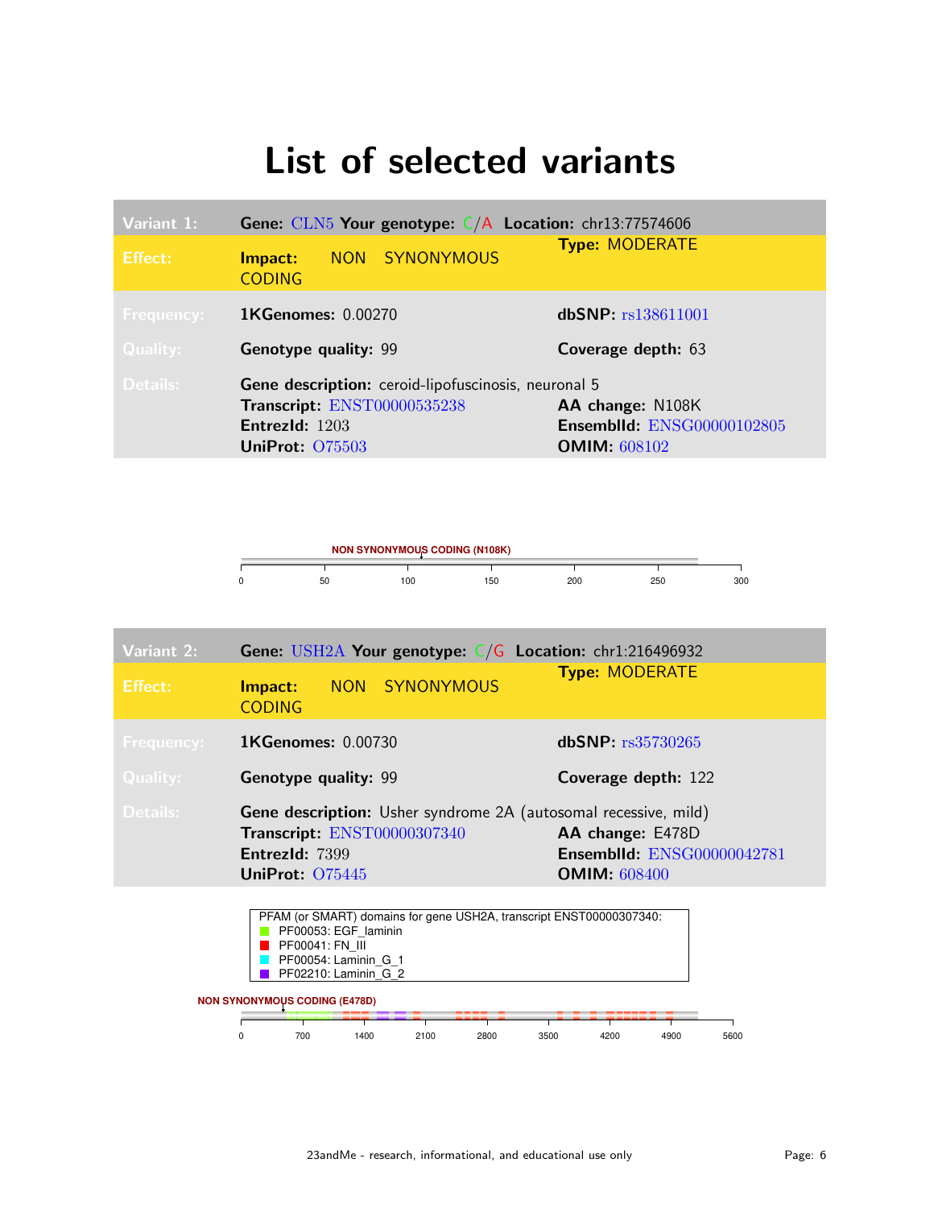# List of selected variants

| Variant 1: | Gene: CLN5 Your genotype: C/A Location: chr13:77574606 | |
|---|---|---|
| Effect: | Impact: NON SYNONYMOUS CODING | Type: MODERATE |
| Frequency: | 1KGenomes: 0.00270 | dbSNP: rs138611001 |
| Quality: | Genotype quality: 99 | Coverage depth: 63 |
| Details: | Gene description: ceroid-lipofuscinosis, neuronal 5 | |
| | Transcript: ENST00000535238 | AA change: N108K |
| | EntrezId: 1203 | EnsemblId: ENSG00000102805 |
| | UniProt: O75503 | OMIM: 608102 |

NON SYNONYMOUS CODING (N108K)

0 50 100 150 200 250 300

| Variant 2: | Gene: USH2A Your genotype: C/G Location: chr1:216496932 | |
|---|---|---|
| Effect: | Impact: NON SYNONYMOUS CODING | Type: MODERATE |
| Frequency: | 1KGenomes: 0.00730 | dbSNP: rs35730265 |
| Quality: | Genotype quality: 99 | Coverage depth: 122 |
| Details: | Gene description: Usher syndrome 2A (autosomal recessive, mild) | |
| | Transcript: ENST00000307340 | AA change: E478D |
| | EntrezId: 7399 | EnsemblId: ENSG00000042781 |
| | UniProt: O75445 | OMIM: 608400 |

PFAM (or SMART) domains for gene USH2A, transcript ENST00000307340:
- PF00053: EGF_laminin
- PF00041: FN_III
- PF00054: Laminin_G_1
- PF02210: Laminin_G_2

NON SYNONYMOUS CODING (E478D)

0 700 1400 2100 2800 3500 4200 4900 5600

23andMe - research, informational, and educational use only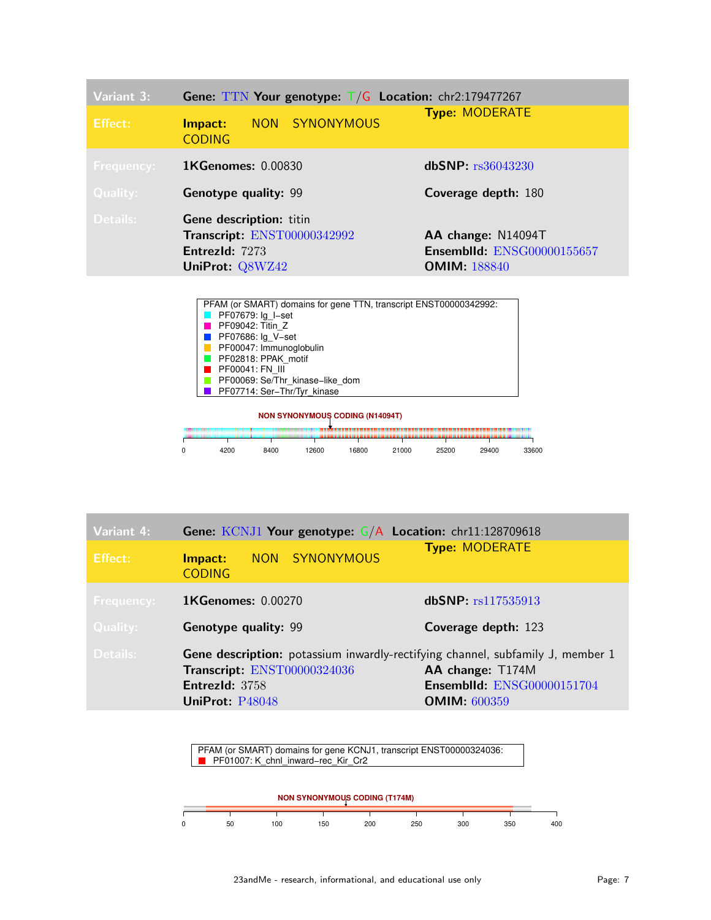| Variant 3: | Gene: TTN **Your genotype:** T/G **Location:** chr2:179477267 | |
|---|---|---|
| Effect: | **Impact:** NON SYNONYMOUS CODING | **Type:** MODERATE |
| Frequency: | **1KGenomes:** 0.00830 | **dbSNP:** rs36043230 |
| Quality: | **Genotype quality:** 99 | **Coverage depth:** 180 |
| Details: | **Gene description:** titin<br>**Transcript:** ENST00000342992<br>**EntrezId:** 7273<br>**UniProt:** Q8WZ42 | <br>**AA change:** N14094T<br>**EnsemblId:** ENSG00000155657<br>**OMIM:** 188840 |

PFAM (or SMART) domains for gene TTN, transcript ENST00000342992:
- PF07679: Ig_I−set
- PF09042: Titin_Z
- PF07686: Ig_V−set
- PF00047: Immunoglobulin
- PF02818: PPAK_motif
- PF00041: FN_III
- PF00069: Se/Thr_kinase−like_dom
- PF07714: Ser−Thr/Tyr_kinase

NON SYNONYMOUS CODING (N14094T)

0 4200 8400 12600 16800 21000 25200 29400 33600

| Variant 4: | Gene: KCNJ1 **Your genotype:** G/A **Location:** chr11:128709618 | |
|---|---|---|
| Effect: | **Impact:** NON SYNONYMOUS CODING | **Type:** MODERATE |
| Frequency: | **1KGenomes:** 0.00270 | **dbSNP:** rs117535913 |
| Quality: | **Genotype quality:** 99 | **Coverage depth:** 123 |
| Details: | **Gene description:** potassium inwardly-rectifying channel, subfamily J, member 1<br>**Transcript:** ENST00000324036<br>**EntrezId:** 3758<br>**UniProt:** P48048 | <br>**AA change:** T174M<br>**EnsemblId:** ENSG00000151704<br>**OMIM:** 600359 |

PFAM (or SMART) domains for gene KCNJ1, transcript ENST00000324036:
- PF01007: K_chnl_inward−rec_Kir_Cr2

NON SYNONYMOUS CODING (T174M)

0 50 100 150 200 250 300 350 400

23andMe - research, informational, and educational use only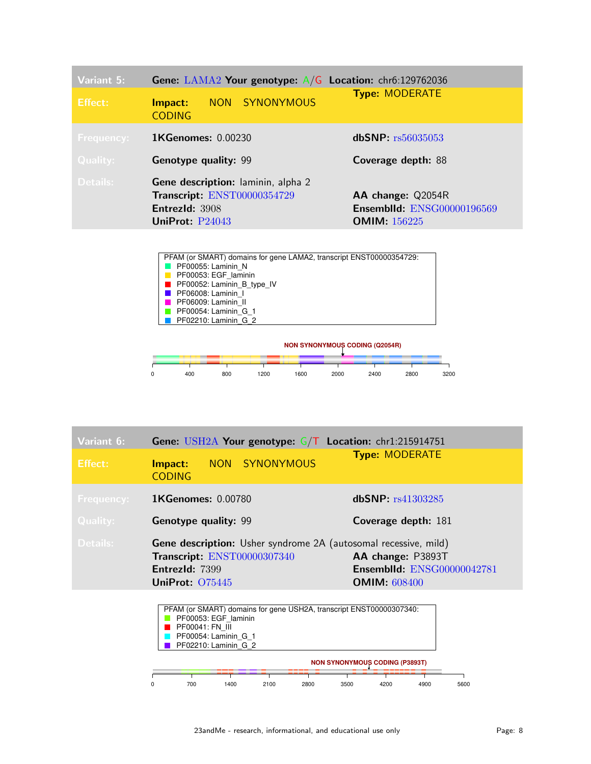| Variant 5: | Gene: LAMA2 Your genotype: A/G Location: chr6:129762036 | |
|---|---|---|
| Effect: | Impact: NON SYNONYMOUS CODING | Type: MODERATE |
| Frequency: | 1KGenomes: 0.00230 | dbSNP: rs56035053 |
| Quality: | Genotype quality: 99 | Coverage depth: 88 |
| Details: | Gene description: laminin, alpha 2 | |
| | Transcript: ENST00000354729 | AA change: Q2054R |
| | EntrezId: 3908 | EnsemblId: ENSG00000196569 |
| | UniProt: P24043 | OMIM: 156225 |

PFAM (or SMART) domains for gene LAMA2, transcript ENST00000354729:
- PF00055: Laminin_N
- PF00053: EGF_laminin
- PF00052: Laminin_B_type_IV
- PF06008: Laminin_I
- PF06009: Laminin_II
- PF00054: Laminin_G_1
- PF02210: Laminin_G_2

NON SYNONYMOUS CODING (Q2054R)

0 400 800 1200 1600 2000 2400 2800 3200

| Variant 6: | Gene: USH2A Your genotype: G/T Location: chr1:215914751 | |
|---|---|---|
| Effect: | Impact: NON SYNONYMOUS CODING | Type: MODERATE |
| Frequency: | 1KGenomes: 0.00780 | dbSNP: rs41303285 |
| Quality: | Genotype quality: 99 | Coverage depth: 181 |
| Details: | Gene description: Usher syndrome 2A (autosomal recessive, mild) | |
| | Transcript: ENST00000307340 | AA change: P3893T |
| | EntrezId: 7399 | EnsemblId: ENSG00000042781 |
| | UniProt: O75445 | OMIM: 608400 |

PFAM (or SMART) domains for gene USH2A, transcript ENST00000307340:
- PF00053: EGF_laminin
- PF00041: FN_III
- PF00054: Laminin_G_1
- PF02210: Laminin_G_2

NON SYNONYMOUS CODING (P3893T)

0 700 1400 2100 2800 3500 4200 4900 5600

23andMe - research, informational, and educational use only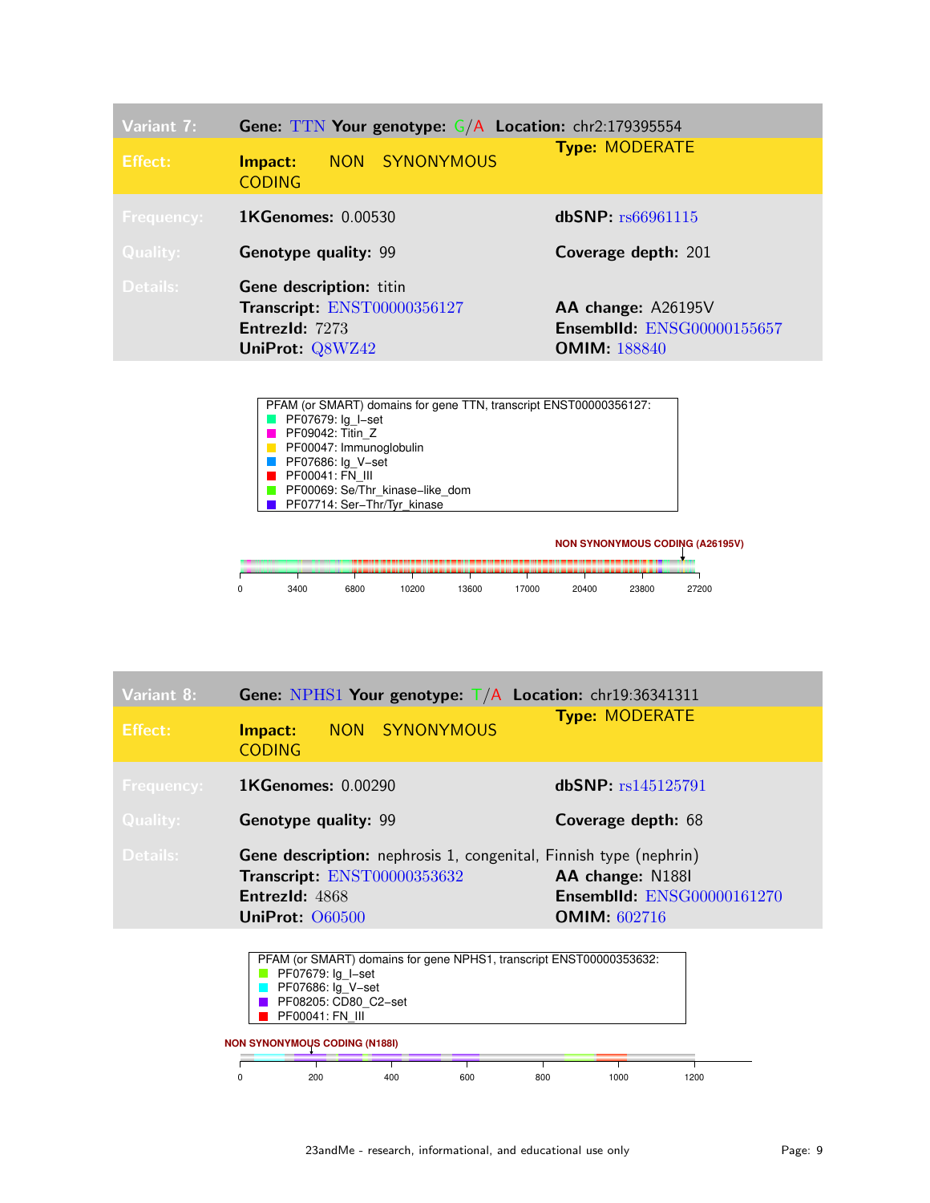| Variant 7: | Gene: TTN Your genotype: G/A | Location: chr2:179395554 |
|---|---|---|
| Effect: | Impact: NON SYNONYMOUS CODING | Type: MODERATE |
| Frequency: | 1KGenomes: 0.00530 | dbSNP: rs66961115 |
| Quality: | Genotype quality: 99 | Coverage depth: 201 |
| Details: | Gene description: titin | |
| | Transcript: ENST00000356127 | AA change: A26195V |
| | EntrezId: 7273 | EnsemblId: ENSG00000155657 |
| | UniProt: Q8WZ42 | OMIM: 188840 |

PFAM (or SMART) domains for gene TTN, transcript ENST00000356127:
- PF07679: Ig_I-set
- PF09042: Titin_Z
- PF00047: Immunoglobulin
- PF07686: Ig_V-set
- PF00041: FN_III
- PF00069: Se/Thr_kinase-like_dom
- PF07714: Ser-Thr/Tyr_kinase

NON SYNONYMOUS CODING (A26195V)

0 3400 6800 10200 13600 17000 20400 23800 27200

| Variant 8: | Gene: NPHS1 Your genotype: T/A | Location: chr19:36341311 |
|---|---|---|
| Effect: | Impact: NON SYNONYMOUS CODING | Type: MODERATE |
| Frequency: | 1KGenomes: 0.00290 | dbSNP: rs145125791 |
| Quality: | Genotype quality: 99 | Coverage depth: 68 |
| Details: | Gene description: nephrosis 1, congenital, Finnish type (nephrin) | |
| | Transcript: ENST00000353632 | AA change: N188I |
| | EntrezId: 4868 | EnsemblId: ENSG00000161270 |
| | UniProt: O60500 | OMIM: 602716 |

PFAM (or SMART) domains for gene NPHS1, transcript ENST00000353632:
- PF07679: Ig_I-set
- PF07686: Ig_V-set
- PF08205: CD80_C2-set
- PF00041: FN_III

NON SYNONYMOUS CODING (N188I)

0 200 400 600 800 1000 1200

23andMe - research, informational, and educational use only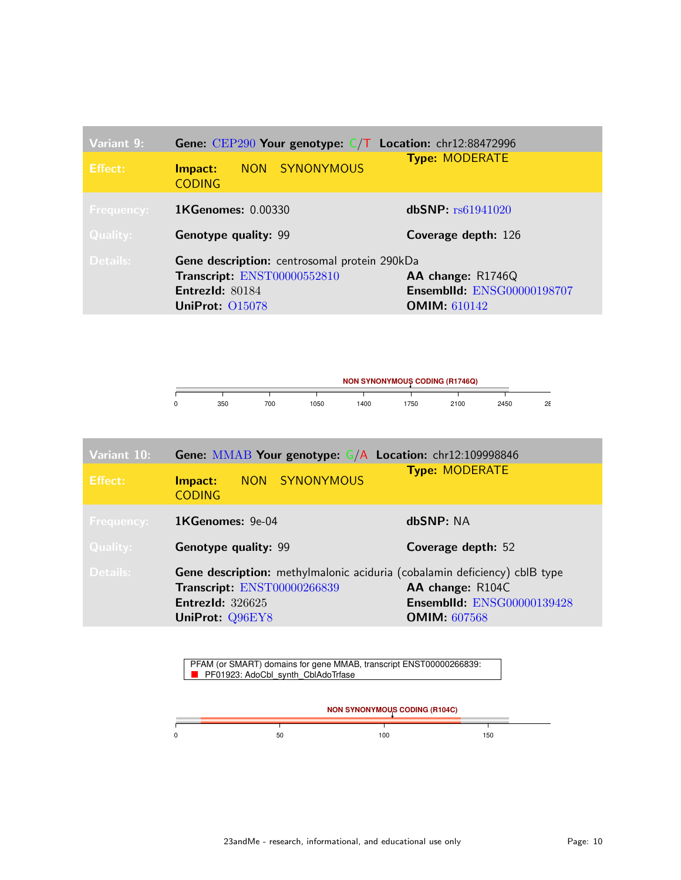| Variant 9: | Gene: CEP290 Your genotype: C/T Location: chr12:88472996 | |
|---|---|---|
| Effect: | Impact: NON SYNONYMOUS CODING | Type: MODERATE |
| Frequency: | 1KGenomes: 0.00330 | dbSNP: rs61941020 |
| Quality: | Genotype quality: 99 | Coverage depth: 126 |
| Details: | Gene description: centrosomal protein 290kDa | |
| | Transcript: ENST00000552810 | AA change: R1746Q |
| | EntrezId: 80184 | EnsemblId: ENSG00000198707 |
| | UniProt: O15078 | OMIM: 610142 |

NON SYNONYMOUS CODING (R1746Q)

0 350 700 1050 1400 1750 2100 2450 28

| Variant 10: | Gene: MMAB Your genotype: G/A Location: chr12:109998846 | |
|---|---|---|
| Effect: | Impact: NON SYNONYMOUS CODING | Type: MODERATE |
| Frequency: | 1KGenomes: 9e-04 | dbSNP: NA |
| Quality: | Genotype quality: 99 | Coverage depth: 52 |
| Details: | Gene description: methylmalonic aciduria (cobalamin deficiency) cblB type | |
| | Transcript: ENST00000266839 | AA change: R104C |
| | EntrezId: 326625 | EnsemblId: ENSG00000139428 |
| | UniProt: Q96EY8 | OMIM: 607568 |

PFAM (or SMART) domains for gene MMAB, transcript ENST00000266839:
PF01923: AdoCbl_synth_CblAdoTrfase

NON SYNONYMOUS CODING (R104C)

0 50 100 150

23andMe - research, informational, and educational use only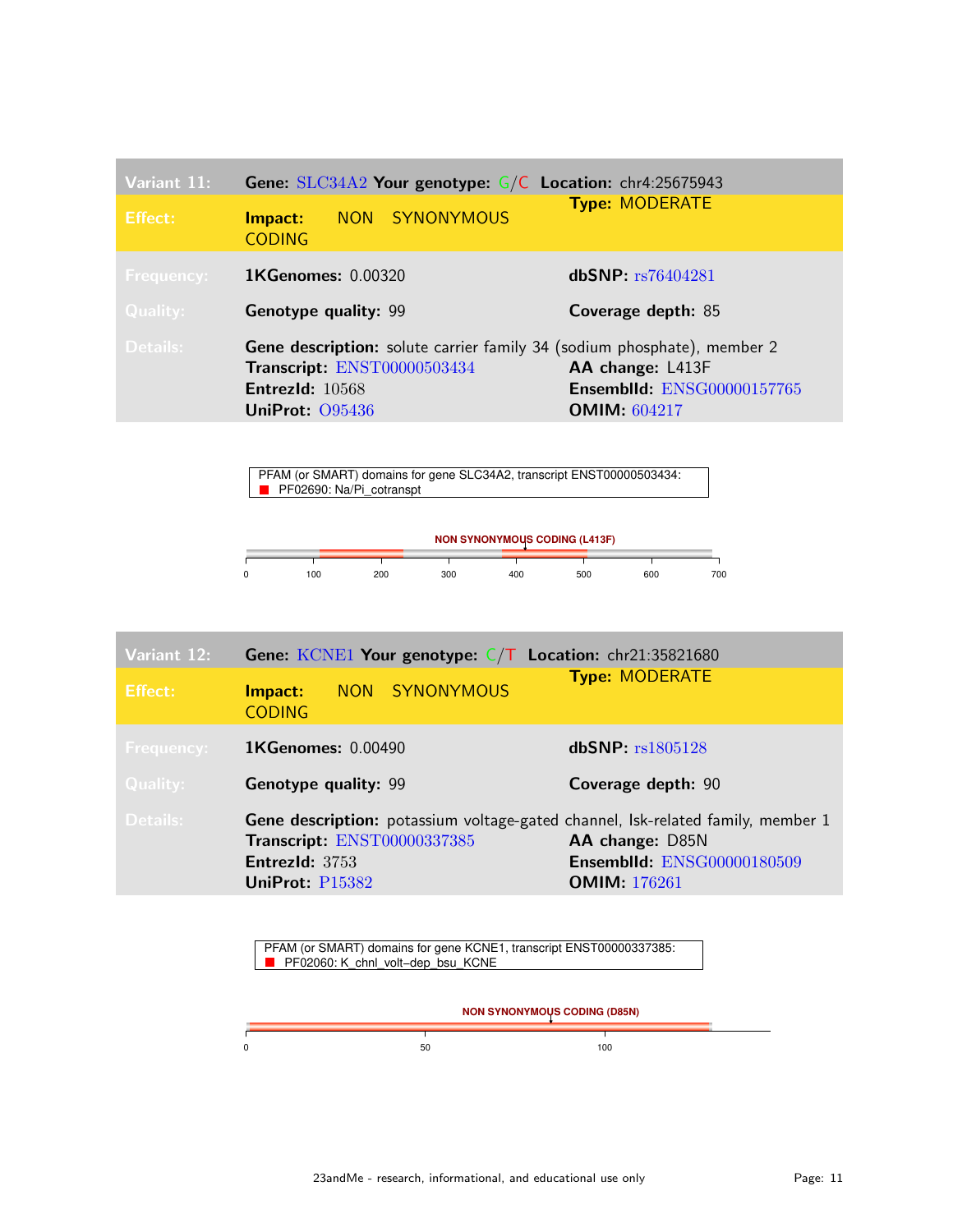| Variant 11: | Gene: SLC34A2 Your genotype: G/C Location: chr4:25675943 | |
|---|---|---|
| Effect: | Impact: NON SYNONYMOUS CODING | Type: MODERATE |
| Frequency: | 1KGenomes: 0.00320 | dbSNP: rs76404281 |
| Quality: | Genotype quality: 99 | Coverage depth: 85 |
| Details: | Gene description: solute carrier family 34 (sodium phosphate), member 2 | |
| | Transcript: ENST00000503434 | AA change: L413F |
| | EntrezId: 10568 | EnsemblId: ENSG00000157765 |
| | UniProt: O95436 | OMIM: 604217 |

PFAM (or SMART) domains for gene SLC34A2, transcript ENST00000503434:
PF02690: Na/Pi_cotranspt

NON SYNONYMOUS CODING (L413F)

0 100 200 300 400 500 600 700

| Variant 12: | Gene: KCNE1 Your genotype: C/T Location: chr21:35821680 | |
|---|---|---|
| Effect: | Impact: NON SYNONYMOUS CODING | Type: MODERATE |
| Frequency: | 1KGenomes: 0.00490 | dbSNP: rs1805128 |
| Quality: | Genotype quality: 99 | Coverage depth: 90 |
| Details: | Gene description: potassium voltage-gated channel, Isk-related family, member 1 | |
| | Transcript: ENST00000337385 | AA change: D85N |
| | EntrezId: 3753 | EnsemblId: ENSG00000180509 |
| | UniProt: P15382 | OMIM: 176261 |

PFAM (or SMART) domains for gene KCNE1, transcript ENST00000337385:
PF02060: K_chnl_volt–dep_bsu_KCNE

NON SYNONYMOUS CODING (D85N)

0 50 100

23andMe - research, informational, and educational use only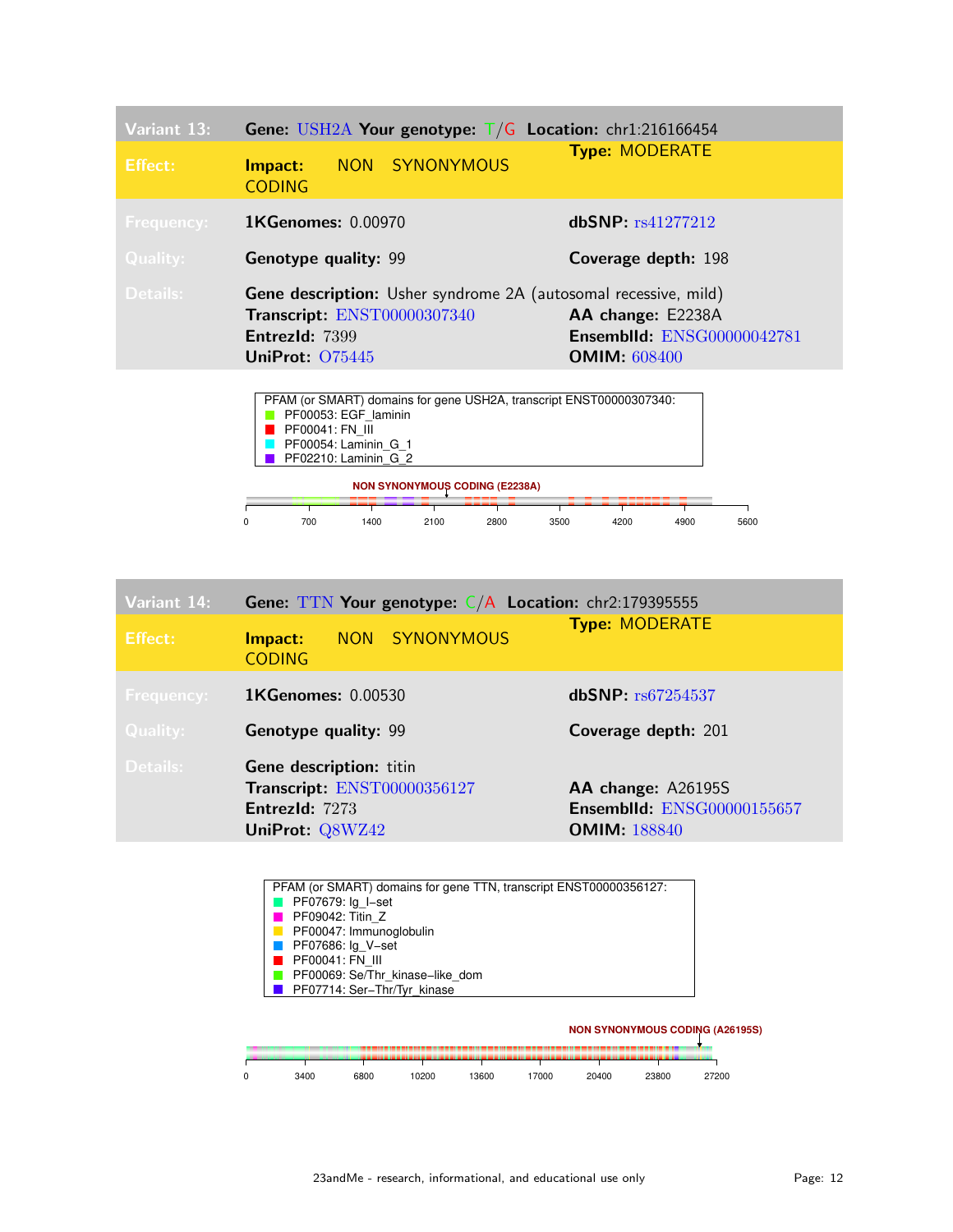| Variant 13: | Gene: USH2A Your genotype: T/G Location: chr1:216166454 | |
|---|---|---|
| Effect: | Impact: NON SYNONYMOUS CODING | Type: MODERATE |
| Frequency: | 1KGenomes: 0.00970 | dbSNP: rs41277212 |
| Quality: | Genotype quality: 99 | Coverage depth: 198 |
| Details: | Gene description: Usher syndrome 2A (autosomal recessive, mild) | |
| | Transcript: ENST00000307340 | AA change: E2238A |
| | EntrezId: 7399 | EnsemblId: ENSG00000042781 |
| | UniProt: O75445 | OMIM: 608400 |

PFAM (or SMART) domains for gene USH2A, transcript ENST00000307340:
- PF00053: EGF_laminin
- PF00041: FN_III
- PF00054: Laminin_G_1
- PF02210: Laminin_G_2

NON SYNONYMOUS CODING (E2238A)

0 700 1400 2100 2800 3500 4200 4900 5600

| Variant 14: | Gene: TTN Your genotype: C/A Location: chr2:179395555 | |
|---|---|---|
| Effect: | Impact: NON SYNONYMOUS CODING | Type: MODERATE |
| Frequency: | 1KGenomes: 0.00530 | dbSNP: rs67254537 |
| Quality: | Genotype quality: 99 | Coverage depth: 201 |
| Details: | Gene description: titin | |
| | Transcript: ENST00000356127 | AA change: A26195S |
| | EntrezId: 7273 | EnsemblId: ENSG00000155657 |
| | UniProt: Q8WZ42 | OMIM: 188840 |

PFAM (or SMART) domains for gene TTN, transcript ENST00000356127:
- PF07679: Ig_I-set
- PF09042: Titin_Z
- PF00047: Immunoglobulin
- PF07686: Ig_V-set
- PF00041: FN_III
- PF00069: Se/Thr_kinase-like_dom
- PF07714: Ser-Thr/Tyr_kinase

NON SYNONYMOUS CODING (A26195S)

0 3400 6800 10200 13600 17000 20400 23800 27200

23andMe - research, informational, and educational use only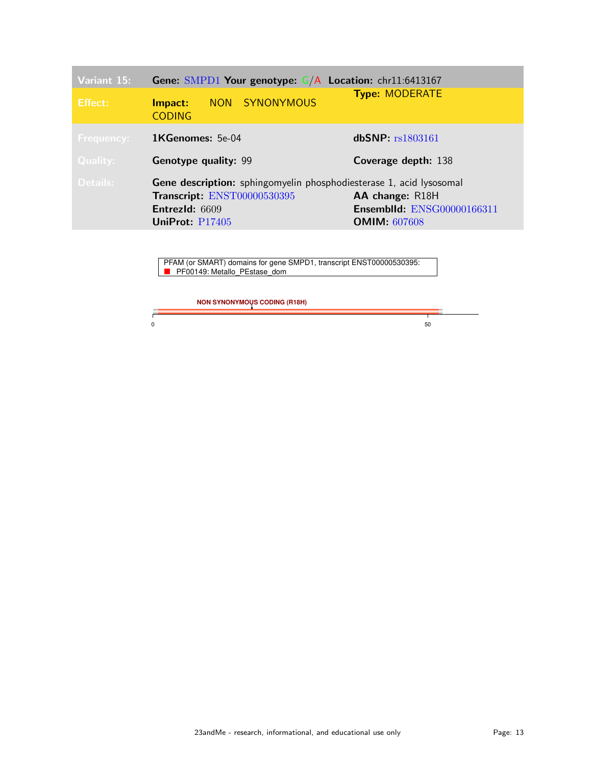| Variant 15: | Gene: SMPD1 Your genotype: G/A Location: chr11:6413167 | |
|---|---|---|
| Effect: | Impact: NON SYNONYMOUS CODING | Type: MODERATE |
| Frequency: | 1KGenomes: 5e-04 | dbSNP: rs1803161 |
| Quality: | Genotype quality: 99 | Coverage depth: 138 |
| Details: | Gene description: sphingomyelin phosphodiesterase 1, acid lysosomal | |
| | Transcript: ENST00000530395 | AA change: R18H |
| | EntrezId: 6609 | EnsemblId: ENSG00000166311 |
| | UniProt: P17405 | OMIM: 607608 |

PFAM (or SMART) domains for gene SMPD1, transcript ENST00000530395:
- PF00149: Metallo_PEstase_dom

NON SYNONYMOUS CODING (R18H)

0 50

23andMe - research, informational, and educational use only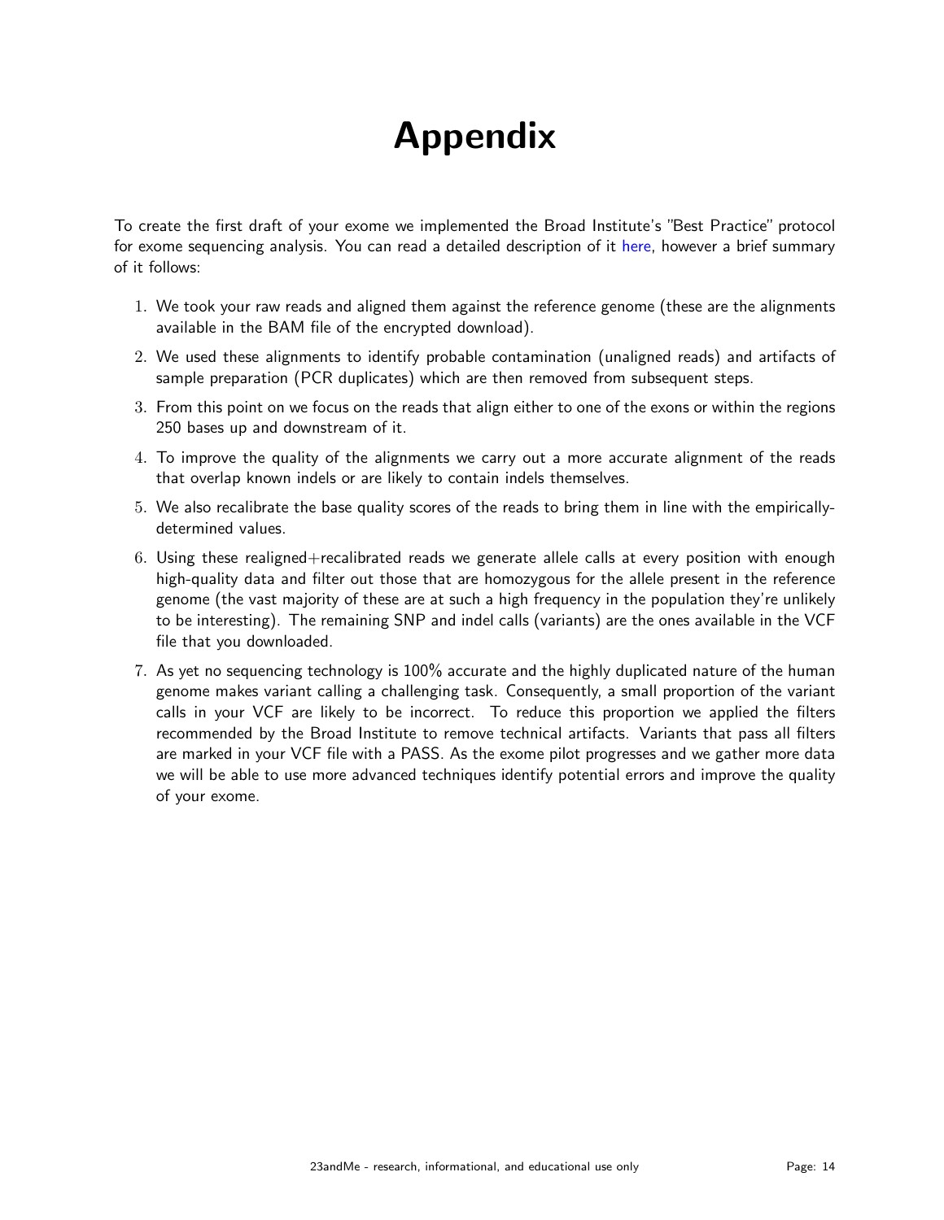# Appendix

To create the first draft of your exome we implemented the Broad Institute's "Best Practice" protocol for exome sequencing analysis. You can read a detailed description of it here, however a brief summary of it follows:

1. We took your raw reads and aligned them against the reference genome (these are the alignments available in the BAM file of the encrypted download).
2. We used these alignments to identify probable contamination (unaligned reads) and artifacts of sample preparation (PCR duplicates) which are then removed from subsequent steps.
3. From this point on we focus on the reads that align either to one of the exons or within the regions 250 bases up and downstream of it.
4. To improve the quality of the alignments we carry out a more accurate alignment of the reads that overlap known indels or are likely to contain indels themselves.
5. We also recalibrate the base quality scores of the reads to bring them in line with the empirically-determined values.
6. Using these realigned+recalibrated reads we generate allele calls at every position with enough high-quality data and filter out those that are homozygous for the allele present in the reference genome (the vast majority of these are at such a high frequency in the population they're unlikely to be interesting). The remaining SNP and indel calls (variants) are the ones available in the VCF file that you downloaded.
7. As yet no sequencing technology is 100% accurate and the highly duplicated nature of the human genome makes variant calling a challenging task. Consequently, a small proportion of the variant calls in your VCF are likely to be incorrect. To reduce this proportion we applied the filters recommended by the Broad Institute to remove technical artifacts. Variants that pass all filters are marked in your VCF file with a PASS. As the exome pilot progresses and we gather more data we will be able to use more advanced techniques identify potential errors and improve the quality of your exome.